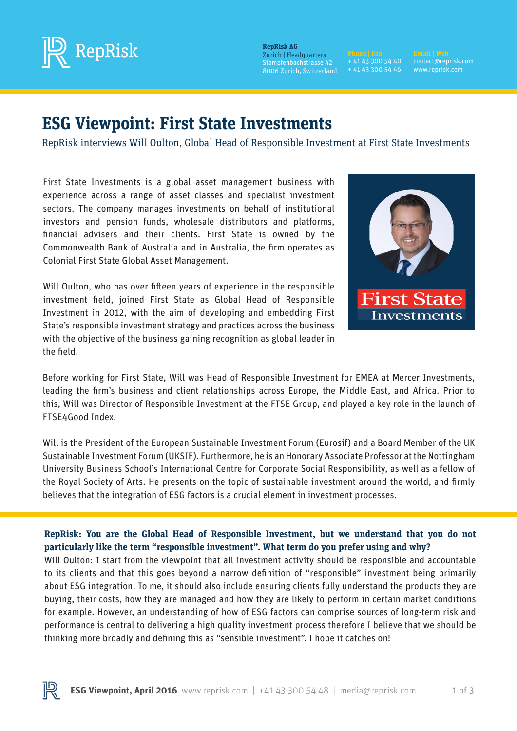RepRisk AG
Zurich | Headquarters
Stampfenbachstrasse 42
8006 Zurich, Switzerland

Phone | Fax
+ 41 43 300 54 40
+ 41 43 300 54 46

Email | Web
contact@reprisk.com
www.reprisk.com

# ESG Viewpoint: First State Investments

RepRisk interviews Will Oulton, Global Head of Responsible Investment at First State Investments

First State Investments is a global asset management business with experience across a range of asset classes and specialist investment sectors. The company manages investments on behalf of institutional investors and pension funds, wholesale distributors and platforms, financial advisers and their clients. First State is owned by the Commonwealth Bank of Australia and in Australia, the firm operates as Colonial First State Global Asset Management.

Will Oulton, who has over fifteen years of experience in the responsible investment field, joined First State as Global Head of Responsible Investment in 2012, with the aim of developing and embedding First State's responsible investment strategy and practices across the business with the objective of the business gaining recognition as global leader in the field.

Before working for First State, Will was Head of Responsible Investment for EMEA at Mercer Investments, leading the firm's business and client relationships across Europe, the Middle East, and Africa. Prior to this, Will was Director of Responsible Investment at the FTSE Group, and played a key role in the launch of FTSE4Good Index.

Will is the President of the European Sustainable Investment Forum (Eurosif) and a Board Member of the UK Sustainable Investment Forum (UKSIF). Furthermore, he is an Honorary Associate Professor at the Nottingham University Business School's International Centre for Corporate Social Responsibility, as well as a fellow of the Royal Society of Arts. He presents on the topic of sustainable investment around the world, and firmly believes that the integration of ESG factors is a crucial element in investment processes.

**RepRisk: You are the Global Head of Responsible Investment, but we understand that you do not particularly like the term "responsible investment". What term do you prefer using and why?**

Will Oulton: I start from the viewpoint that all investment activity should be responsible and accountable to its clients and that this goes beyond a narrow definition of "responsible" investment being primarily about ESG integration. To me, it should also include ensuring clients fully understand the products they are buying, their costs, how they are managed and how they are likely to perform in certain market conditions for example. However, an understanding of how of ESG factors can comprise sources of long-term risk and performance is central to delivering a high quality investment process therefore I believe that we should be thinking more broadly and defining this as "sensible investment". I hope it catches on!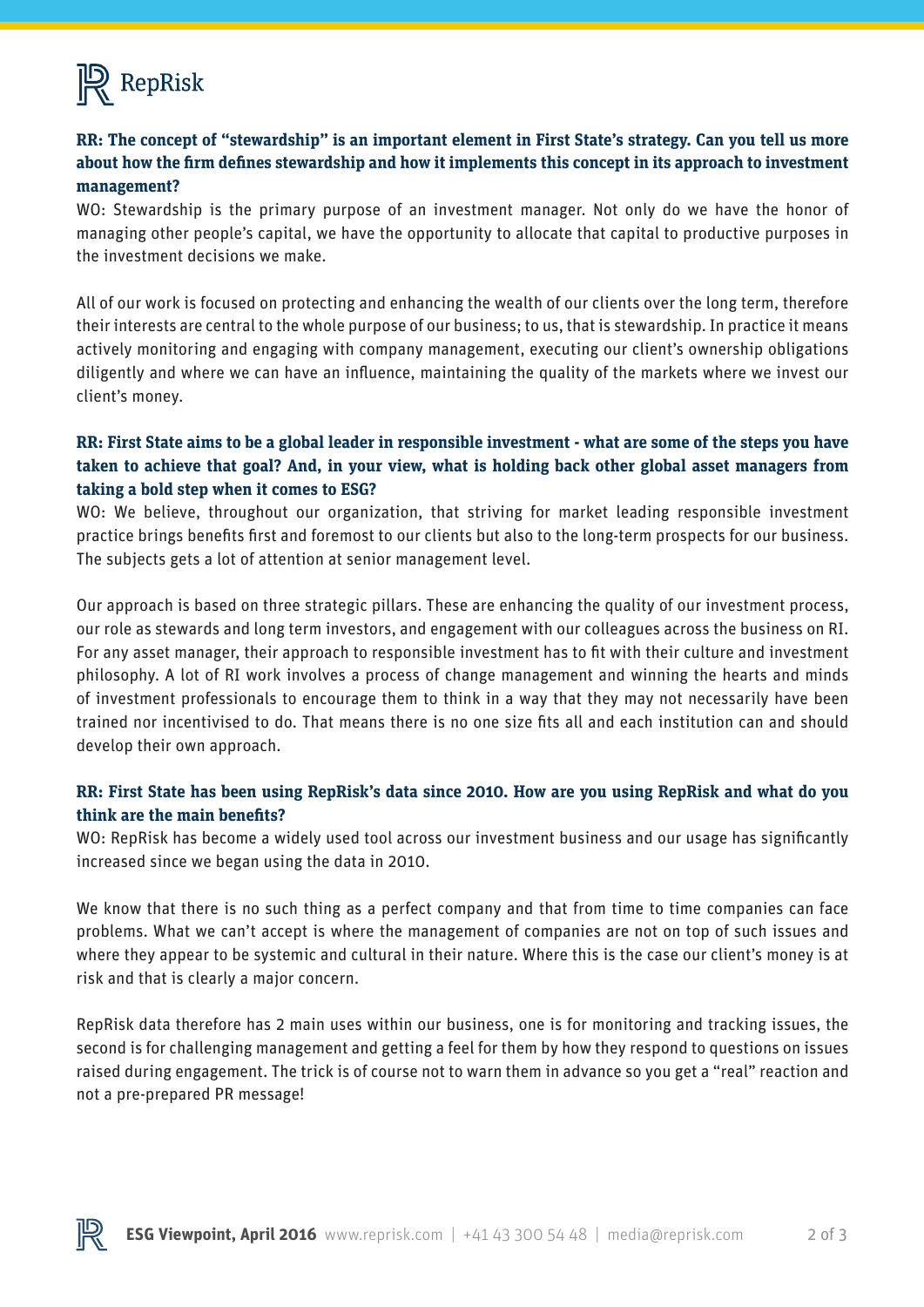**RR: The concept of "stewardship" is an important element in First State's strategy. Can you tell us more about how the firm defines stewardship and how it implements this concept in its approach to investment management?**

WO: Stewardship is the primary purpose of an investment manager. Not only do we have the honor of managing other people's capital, we have the opportunity to allocate that capital to productive purposes in the investment decisions we make.

All of our work is focused on protecting and enhancing the wealth of our clients over the long term, therefore their interests are central to the whole purpose of our business; to us, that is stewardship. In practice it means actively monitoring and engaging with company management, executing our client's ownership obligations diligently and where we can have an influence, maintaining the quality of the markets where we invest our client's money.

**RR: First State aims to be a global leader in responsible investment - what are some of the steps you have taken to achieve that goal? And, in your view, what is holding back other global asset managers from taking a bold step when it comes to ESG?**

WO: We believe, throughout our organization, that striving for market leading responsible investment practice brings benefits first and foremost to our clients but also to the long-term prospects for our business. The subjects gets a lot of attention at senior management level.

Our approach is based on three strategic pillars. These are enhancing the quality of our investment process, our role as stewards and long term investors, and engagement with our colleagues across the business on RI. For any asset manager, their approach to responsible investment has to fit with their culture and investment philosophy. A lot of RI work involves a process of change management and winning the hearts and minds of investment professionals to encourage them to think in a way that they may not necessarily have been trained nor incentivised to do. That means there is no one size fits all and each institution can and should develop their own approach.

**RR: First State has been using RepRisk's data since 2010. How are you using RepRisk and what do you think are the main benefits?**

WO: RepRisk has become a widely used tool across our investment business and our usage has significantly increased since we began using the data in 2010.

We know that there is no such thing as a perfect company and that from time to time companies can face problems. What we can't accept is where the management of companies are not on top of such issues and where they appear to be systemic and cultural in their nature. Where this is the case our client's money is at risk and that is clearly a major concern.

RepRisk data therefore has 2 main uses within our business, one is for monitoring and tracking issues, the second is for challenging management and getting a feel for them by how they respond to questions on issues raised during engagement. The trick is of course not to warn them in advance so you get a "real" reaction and not a pre-prepared PR message!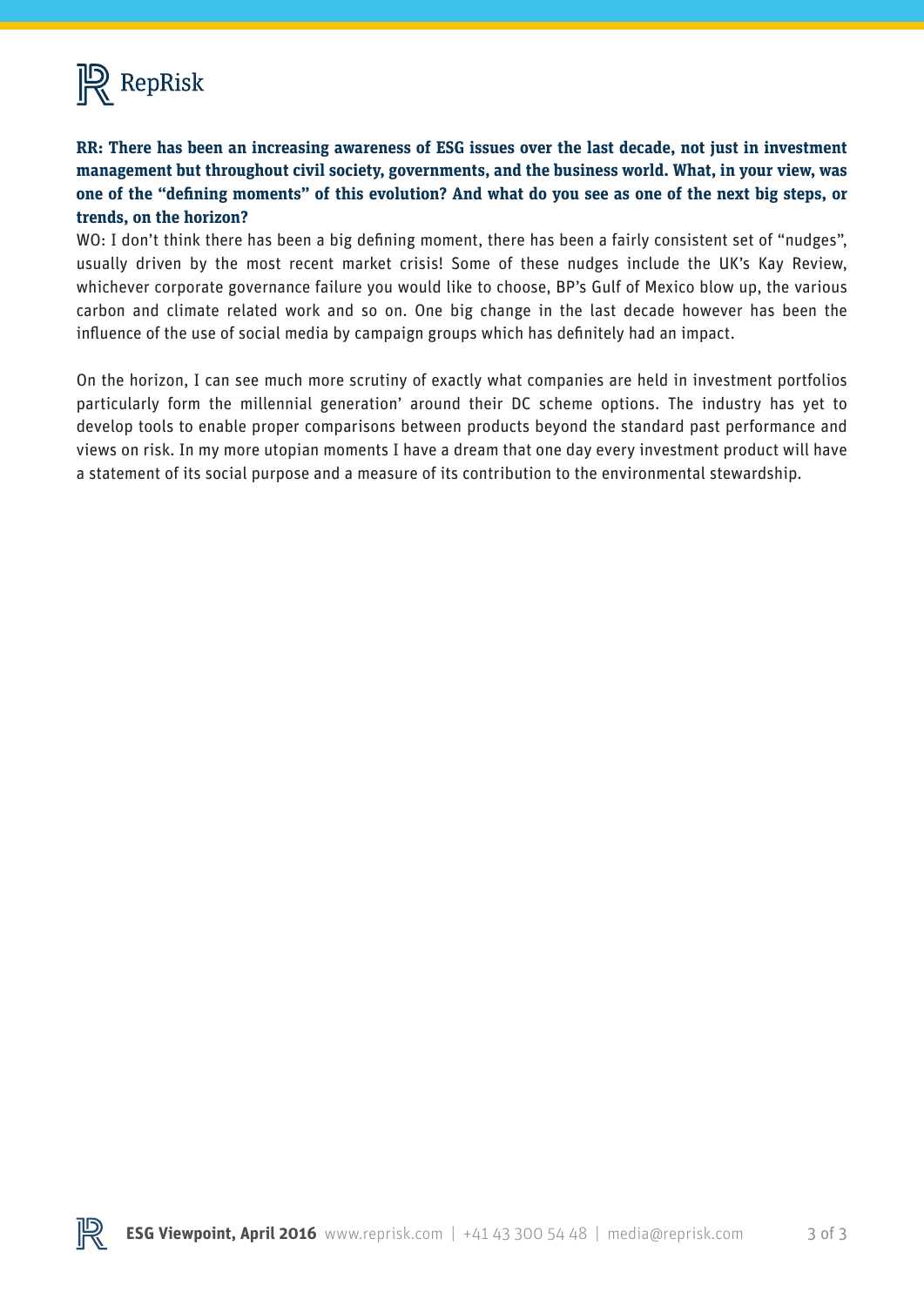**RR: There has been an increasing awareness of ESG issues over the last decade, not just in investment management but throughout civil society, governments, and the business world. What, in your view, was one of the "defining moments" of this evolution? And what do you see as one of the next big steps, or trends, on the horizon?**

WO: I don't think there has been a big defining moment, there has been a fairly consistent set of "nudges", usually driven by the most recent market crisis! Some of these nudges include the UK's Kay Review, whichever corporate governance failure you would like to choose, BP's Gulf of Mexico blow up, the various carbon and climate related work and so on. One big change in the last decade however has been the influence of the use of social media by campaign groups which has definitely had an impact.

On the horizon, I can see much more scrutiny of exactly what companies are held in investment portfolios particularly form the millennial generation' around their DC scheme options. The industry has yet to develop tools to enable proper comparisons between products beyond the standard past performance and views on risk. In my more utopian moments I have a dream that one day every investment product will have a statement of its social purpose and a measure of its contribution to the environmental stewardship.